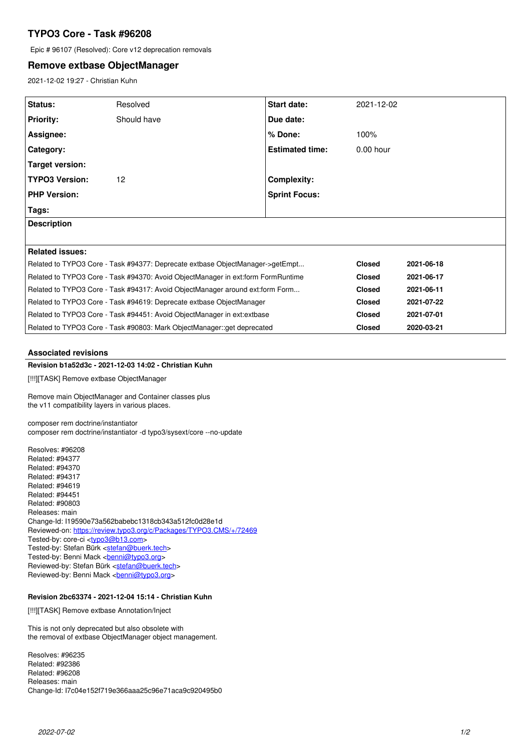# TYPO3 Core - Task #96208

Epic # 96107 (Resolved): Core v12 deprecation removals

## Remove extbase ObjectManager

2021-12-02 19:27 - Christian Kuhn

| | | | |
|---|---|---|---|
| **Status:** | Resolved | **Start date:** | 2021-12-02 |
| **Priority:** | Should have | **Due date:** | |
| **Assignee:** | | **% Done:** | 100% |
| **Category:** | | **Estimated time:** | 0.00 hour |
| **Target version:** | | | |
| **TYPO3 Version:** | 12 | **Complexity:** | |
| **PHP Version:** | | **Sprint Focus:** | |
| **Tags:** | | | |

**Description**

**Related issues:**

| | | |
|---|---|---|
| Related to TYPO3 Core - Task #94377: Deprecate extbase ObjectManager->getEmpt... | **Closed** | **2021-06-18** |
| Related to TYPO3 Core - Task #94370: Avoid ObjectManager in ext:form FormRuntime | **Closed** | **2021-06-17** |
| Related to TYPO3 Core - Task #94317: Avoid ObjectManager around ext:form Form... | **Closed** | **2021-06-11** |
| Related to TYPO3 Core - Task #94619: Deprecate extbase ObjectManager | **Closed** | **2021-07-22** |
| Related to TYPO3 Core - Task #94451: Avoid ObjectManager in ext:extbase | **Closed** | **2021-07-01** |
| Related to TYPO3 Core - Task #90803: Mark ObjectManager::get deprecated | **Closed** | **2020-03-21** |

### Associated revisions

**Revision b1a52d3c - 2021-12-03 14:02 - Christian Kuhn**

[!!!][TASK] Remove extbase ObjectManager

Remove main ObjectManager and Container classes plus
the v11 compatibility layers in various places.

composer rem doctrine/instantiator
composer rem doctrine/instantiator -d typo3/sysext/core --no-update

Resolves: #96208
Related: #94377
Related: #94370
Related: #94317
Related: #94619
Related: #94451
Related: #90803
Releases: main
Change-Id: I19590e73a562babebc1318cb343a512fc0d28e1d
Reviewed-on: https://review.typo3.org/c/Packages/TYPO3.CMS/+/72469
Tested-by: core-ci <typo3@b13.com>
Tested-by: Stefan Bürk <stefan@buerk.tech>
Tested-by: Benni Mack <benni@typo3.org>
Reviewed-by: Stefan Bürk <stefan@buerk.tech>
Reviewed-by: Benni Mack <benni@typo3.org>

**Revision 2bc63374 - 2021-12-04 15:14 - Christian Kuhn**

[!!!][TASK] Remove extbase Annotation/Inject

This is not only deprecated but also obsolete with
the removal of extbase ObjectManager object management.

Resolves: #96235
Related: #92386
Related: #96208
Releases: main
Change-Id: I7c04e152f719e366aaa25c96e71aca9c920495b0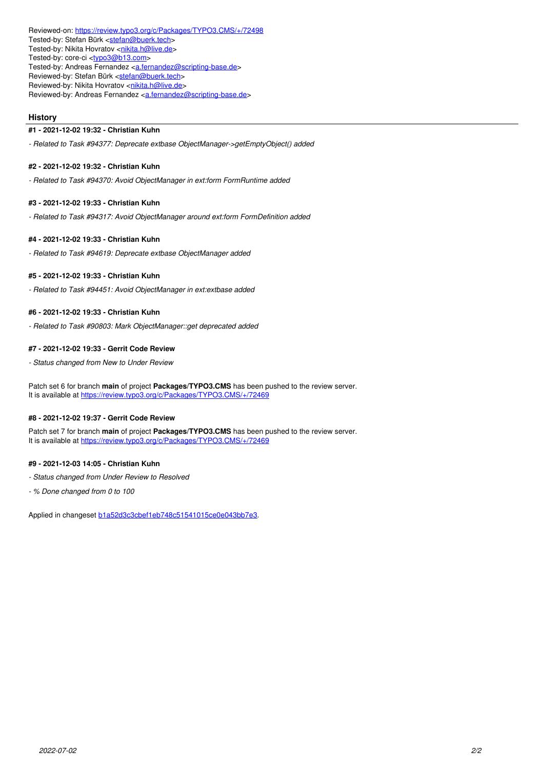Reviewed-on: https://review.typo3.org/c/Packages/TYPO3.CMS/+/72498
Tested-by: Stefan Bürk <stefan@buerk.tech>
Tested-by: Nikita Hovratov <nikita.h@live.de>
Tested-by: core-ci <typo3@b13.com>
Tested-by: Andreas Fernandez <a.fernandez@scripting-base.de>
Reviewed-by: Stefan Bürk <stefan@buerk.tech>
Reviewed-by: Nikita Hovratov <nikita.h@live.de>
Reviewed-by: Andreas Fernandez <a.fernandez@scripting-base.de>

## History

#### #1 - 2021-12-02 19:32 - Christian Kuhn

*- Related to Task #94377: Deprecate extbase ObjectManager->getEmptyObject() added*

#### #2 - 2021-12-02 19:32 - Christian Kuhn

*- Related to Task #94370: Avoid ObjectManager in ext:form FormRuntime added*

#### #3 - 2021-12-02 19:33 - Christian Kuhn

*- Related to Task #94317: Avoid ObjectManager around ext:form FormDefinition added*

#### #4 - 2021-12-02 19:33 - Christian Kuhn

*- Related to Task #94619: Deprecate extbase ObjectManager added*

#### #5 - 2021-12-02 19:33 - Christian Kuhn

*- Related to Task #94451: Avoid ObjectManager in ext:extbase added*

#### #6 - 2021-12-02 19:33 - Christian Kuhn

*- Related to Task #90803: Mark ObjectManager::get deprecated added*

#### #7 - 2021-12-02 19:33 - Gerrit Code Review

*- Status changed from New to Under Review*

Patch set 6 for branch **main** of project **Packages/TYPO3.CMS** has been pushed to the review server.
It is available at https://review.typo3.org/c/Packages/TYPO3.CMS/+/72469

#### #8 - 2021-12-02 19:37 - Gerrit Code Review

Patch set 7 for branch **main** of project **Packages/TYPO3.CMS** has been pushed to the review server.
It is available at https://review.typo3.org/c/Packages/TYPO3.CMS/+/72469

#### #9 - 2021-12-03 14:05 - Christian Kuhn

*- Status changed from Under Review to Resolved*

*- % Done changed from 0 to 100*

Applied in changeset b1a52d3c3cbef1eb748c51541015ce0e043bb7e3.